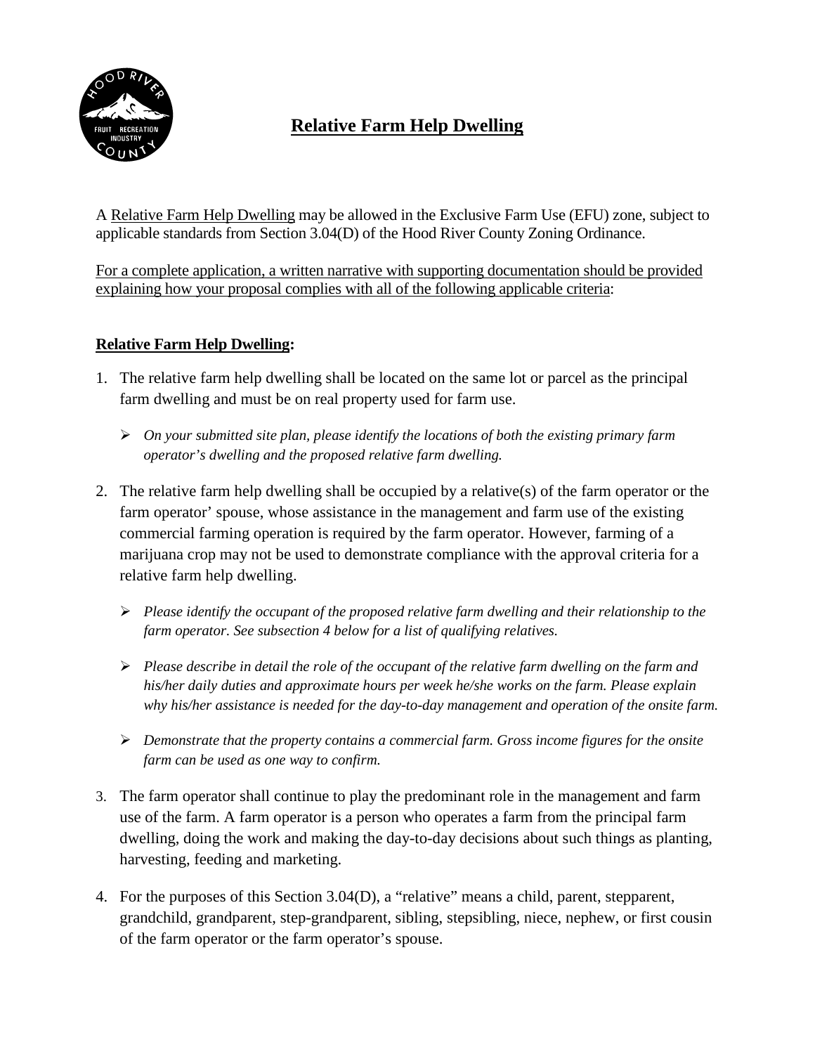# Relative Farm Help Dwelling

A Relative Farm Help Dwelling may be allowed in the Exclusive Farm Use (EFU) zone, subject to applicable standards from Section 3.04(D) of the Hood River County Zoning Ordinance.

For a complete application, a written narrative with supporting documentation should be provided explaining how your proposal complies with all of the following applicable criteria:

**Relative Farm Help Dwelling:**

1. The relative farm help dwelling shall be located on the same lot or parcel as the principal farm dwelling and must be on real property used for farm use.

   - *On your submitted site plan, please identify the locations of both the existing primary farm operator's dwelling and the proposed relative farm dwelling.*

2. The relative farm help dwelling shall be occupied by a relative(s) of the farm operator or the farm operator' spouse, whose assistance in the management and farm use of the existing commercial farming operation is required by the farm operator. However, farming of a marijuana crop may not be used to demonstrate compliance with the approval criteria for a relative farm help dwelling.

   - *Please identify the occupant of the proposed relative farm dwelling and their relationship to the farm operator. See subsection 4 below for a list of qualifying relatives.*
   - *Please describe in detail the role of the occupant of the relative farm dwelling on the farm and his/her daily duties and approximate hours per week he/she works on the farm. Please explain why his/her assistance is needed for the day-to-day management and operation of the onsite farm.*
   - *Demonstrate that the property contains a commercial farm. Gross income figures for the onsite farm can be used as one way to confirm.*

3. The farm operator shall continue to play the predominant role in the management and farm use of the farm. A farm operator is a person who operates a farm from the principal farm dwelling, doing the work and making the day-to-day decisions about such things as planting, harvesting, feeding and marketing.

4. For the purposes of this Section 3.04(D), a "relative" means a child, parent, stepparent, grandchild, grandparent, step-grandparent, sibling, stepsibling, niece, nephew, or first cousin of the farm operator or the farm operator's spouse.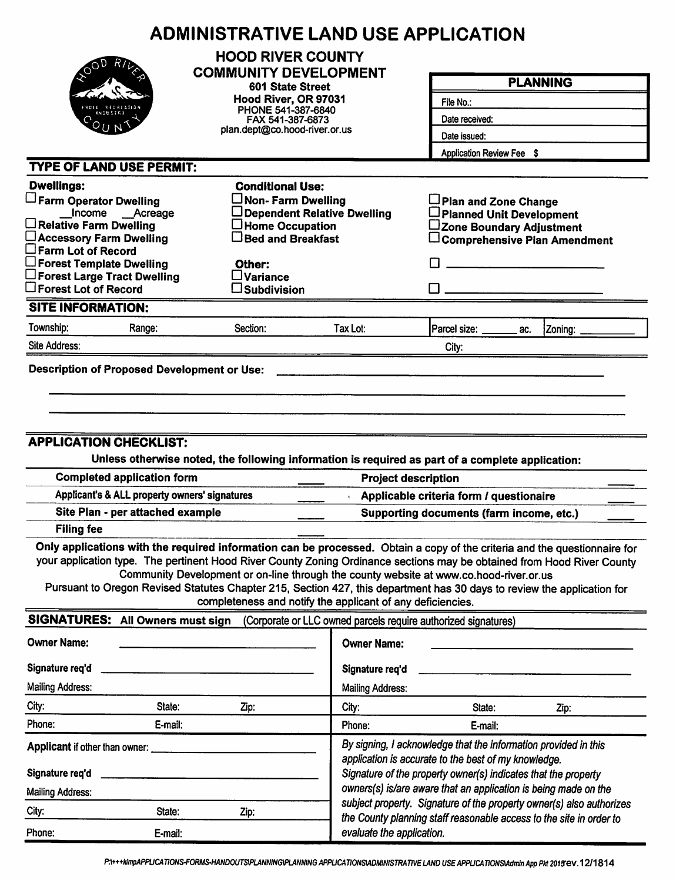# ADMINISTRATIVE LAND USE APPLICATION

**HOOD RIVER COUNTY**
**COMMUNITY DEVELOPMENT**
**601 State Street**
**Hood River, OR 97031**
PHONE 541-387-6840
FAX 541-387-6873
plan.dept@co.hood-river.or.us

| **PLANNING** |
|---|
| File No.: |
| Date received: |
| Date issued: |
| Application Review Fee $ |

## TYPE OF LAND USE PERMIT:

**Dwellings:**
- ☐ **Farm Operator Dwelling**
  - ___Income ___Acreage
- ☐ **Relative Farm Dwelling**
- ☐ **Accessory Farm Dwelling**
- ☐ **Farm Lot of Record**
- ☐ **Forest Template Dwelling**
- ☐ **Forest Large Tract Dwelling**
- ☐ **Forest Lot of Record**

**Conditional Use:**
- ☐ **Non- Farm Dwelling**
- ☐ **Dependent Relative Dwelling**
- ☐ **Home Occupation**
- ☐ **Bed and Breakfast**

**Other:**
- ☐ **Variance**
- ☐ **Subdivision**

- ☐ **Plan and Zone Change**
- ☐ **Planned Unit Development**
- ☐ **Zone Boundary Adjustment**
- ☐ **Comprehensive Plan Amendment**
- ☐ ______________________
- ☐ ______________________

## SITE INFORMATION:

| Township: | Range: | Section: | Tax Lot: | Parcel size: _______ ac. | Zoning: _________ |
|---|---|---|---|---|---|
| Site Address: | | | | City: | |

**Description of Proposed Development or Use:** ____________________________________________

______________________________________________________________________________

______________________________________________________________________________

## APPLICATION CHECKLIST:

**Unless otherwise noted, the following information is required as part of a complete application:**

| | | | |
|---|---|---|---|
| **Completed application form** | ____ | **Project description** | ____ |
| **Applicant's & ALL property owners' signatures** | ____ | **Applicable criteria form / questionaire** | ____ |
| **Site Plan - per attached example** | ____ | **Supporting documents (farm income, etc.)** | ____ |
| **Filing fee** | ____ | | |

**Only applications with the required information can be processed.** Obtain a copy of the criteria and the questionnaire for your application type. The pertinent Hood River County Zoning Ordinance sections may be obtained from Hood River County Community Development or on-line through the county website at www.co.hood-river.or.us

Pursuant to Oregon Revised Statutes Chapter 215, Section 427, this department has 30 days to review the application for completeness and notify the applicant of any deficiencies.

## SIGNATURES: All Owners must sign (Corporate or LLC owned parcels require authorized signatures)

| | | | | | |
|---|---|---|---|---|---|
| **Owner Name:** | | | **Owner Name:** | | |
| **Signature req'd** | | | **Signature req'd** | | |
| Mailing Address: | | | Mailing Address: | | |
| City: | State: | Zip: | City: | State: | Zip: |
| Phone: | E-mail: | | Phone: | E-mail: | |

| | | |
|---|---|---|
| **Applicant** if other than owner: | | |
| **Signature req'd** | | |
| Mailing Address: | | |
| City: | State: | Zip: |
| Phone: | E-mail: | |

*By signing, I acknowledge that the information provided in this application is accurate to the best of my knowledge. Signature of the property owner(s) indicates that the property owners(s) is/are aware that an application is being made on the subject property. Signature of the property owner(s) also authorizes the County planning staff reasonable access to the site in order to evaluate the application.*

*P:\+++kimpAPPLICATIONS-FORMS-HANDOUTS\PLANNING\PLANNING APPLICATIONS\ADMINISTRATIVE LAND USE APPLICATIONS\Admin App Pkt 2015* rev. 12/1814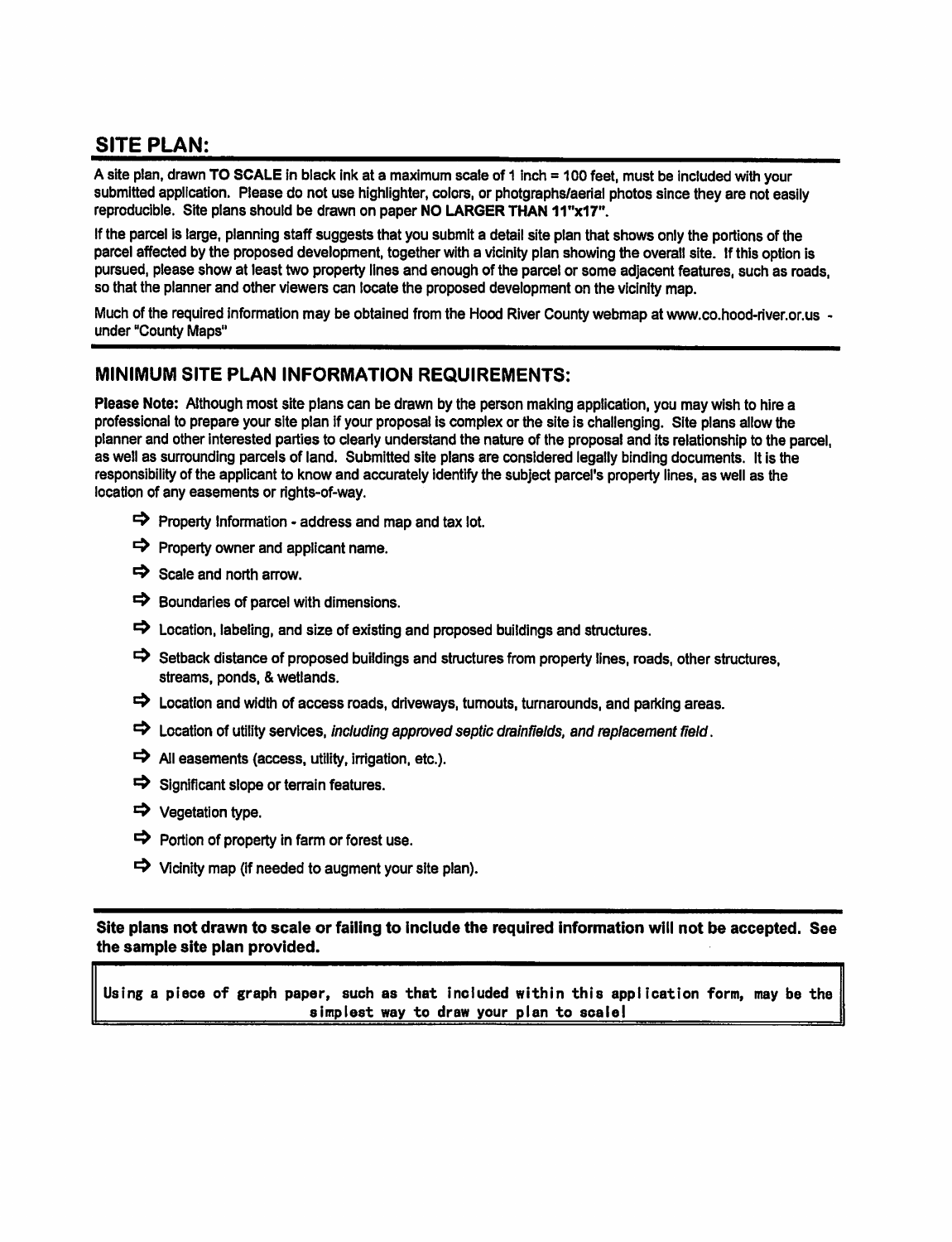## SITE PLAN:

A site plan, drawn **TO SCALE** in black ink at a maximum scale of 1 inch = 100 feet, must be included with your submitted application. Please do not use highlighter, colors, or photgraphs/aerial photos since they are not easily reproducible. Site plans should be drawn on paper **NO LARGER THAN 11"x17"**.

If the parcel is large, planning staff suggests that you submit a detail site plan that shows only the portions of the parcel affected by the proposed development, together with a vicinity plan showing the overall site. If this option is pursued, please show at least two property lines and enough of the parcel or some adjacent features, such as roads, so that the planner and other viewers can locate the proposed development on the vicinity map.

Much of the required information may be obtained from the Hood River County webmap at www.co.hood-river.or.us - under "County Maps"

## MINIMUM SITE PLAN INFORMATION REQUIREMENTS:

**Please Note:** Although most site plans can be drawn by the person making application, you may wish to hire a professional to prepare your site plan if your proposal is complex or the site is challenging. Site plans allow the planner and other interested parties to clearly understand the nature of the proposal and its relationship to the parcel, as well as surrounding parcels of land. Submitted site plans are considered legally binding documents. It is the responsibility of the applicant to know and accurately identify the subject parcel's property lines, as well as the location of any easements or rights-of-way.

- ⇨ Property Information - address and map and tax lot.
- ⇨ Property owner and applicant name.
- ⇨ Scale and north arrow.
- ⇨ Boundaries of parcel with dimensions.
- ⇨ Location, labeling, and size of existing and proposed buildings and structures.
- ⇨ Setback distance of proposed buildings and structures from property lines, roads, other structures, streams, ponds, & wetlands.
- ⇨ Location and width of access roads, driveways, turnouts, turnarounds, and parking areas.
- ⇨ Location of utility services, *including approved septic drainfields, and replacement field*.
- ⇨ All easements (access, utility, irrigation, etc.).
- ⇨ Significant slope or terrain features.
- ⇨ Vegetation type.
- ⇨ Portion of property in farm or forest use.
- ⇨ Vicinity map (if needed to augment your site plan).

**Site plans not drawn to scale or failing to include the required information will not be accepted. See the sample site plan provided.**

**Using a piece of graph paper, such as that included within this application form, may be the simplest way to draw your plan to scale!**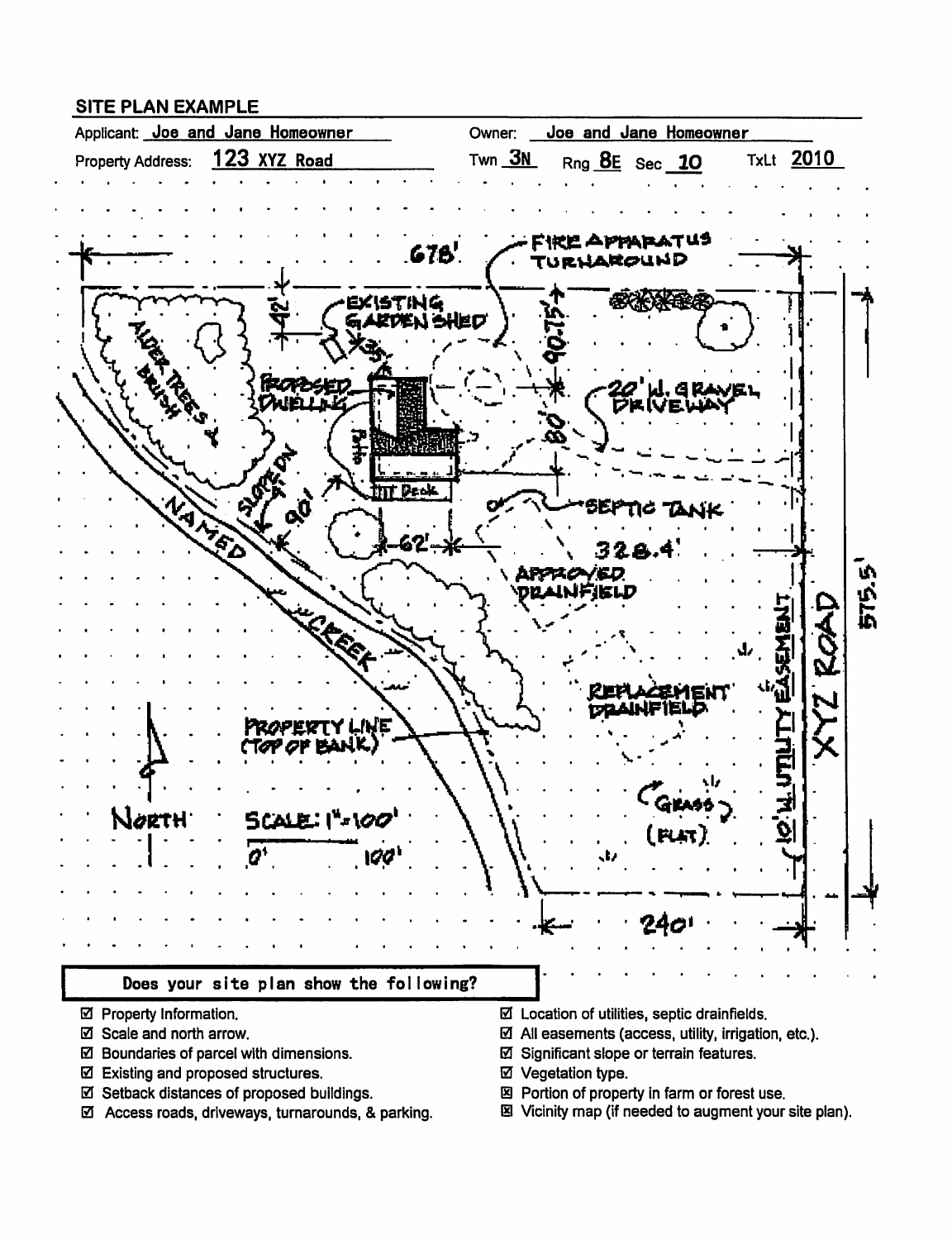## SITE PLAN EXAMPLE

Applicant: Joe and Jane Homeowner  Owner: Joe and Jane Homeowner

Property Address: 123 XYZ Road  Twn 3N  Rng 8E  Sec 10  TxLt 2010

678'

FIRE APPARATUS TURNAROUND

42'

EXISTING GARDEN SHED

35'

90.75'

PROPOSED DWELLING

Patio

Deck

20' W. GRAVEL DRIVEWAY

80'

ALDER TREES & BRUSH

SLOPE DN

90'

62'

SEPTIC TANK

328.4'

APPROVED DRAINFIELD

NAMED CREEK

REPLACEMENT DRAINFIELD

10' W. UTILITY EASEMENT

XYZ ROAD

575.5'

PROPERTY LINE (TOP OF BANK)

NORTH

SCALE: 1" = 100'

0'  100'

(GRASS) (FLAT)

240'

**Does your site plan show the following?**

- ☑ Property Information.
- ☑ Scale and north arrow.
- ☑ Boundaries of parcel with dimensions.
- ☑ Existing and proposed structures.
- ☑ Setback distances of proposed buildings.
- ☑ Access roads, driveways, turnarounds, & parking.
- ☑ Location of utilities, septic drainfields.
- ☑ All easements (access, utility, irrigation, etc.).
- ☑ Significant slope or terrain features.
- ☑ Vegetation type.
- ☒ Portion of property in farm or forest use.
- ☒ Vicinity map (if needed to augment your site plan).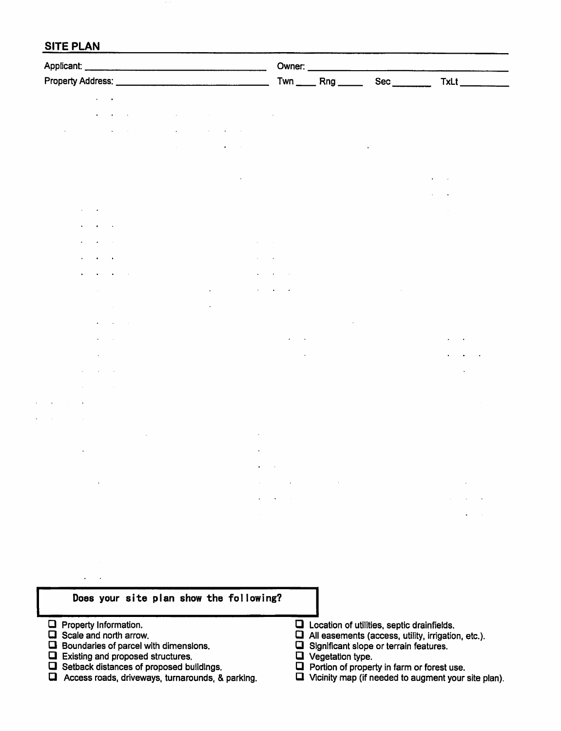## SITE PLAN

Applicant: ______________________________ Owner: ______________________________

Property Address: ______________________________ Twn ____ Rng _____ Sec _______ TxLt _________

**Does your site plan show the following?**

- ☐ Property Information.
- ☐ Scale and north arrow.
- ☐ Boundaries of parcel with dimensions.
- ☐ Existing and proposed structures.
- ☐ Setback distances of proposed buildings.
- ☐ Access roads, driveways, turnarounds, & parking.
- ☐ Location of utilities, septic drainfields.
- ☐ All easements (access, utility, irrigation, etc.).
- ☐ Significant slope or terrain features.
- ☐ Vegetation type.
- ☐ Portion of property in farm or forest use.
- ☐ Vicinity map (if needed to augment your site plan).